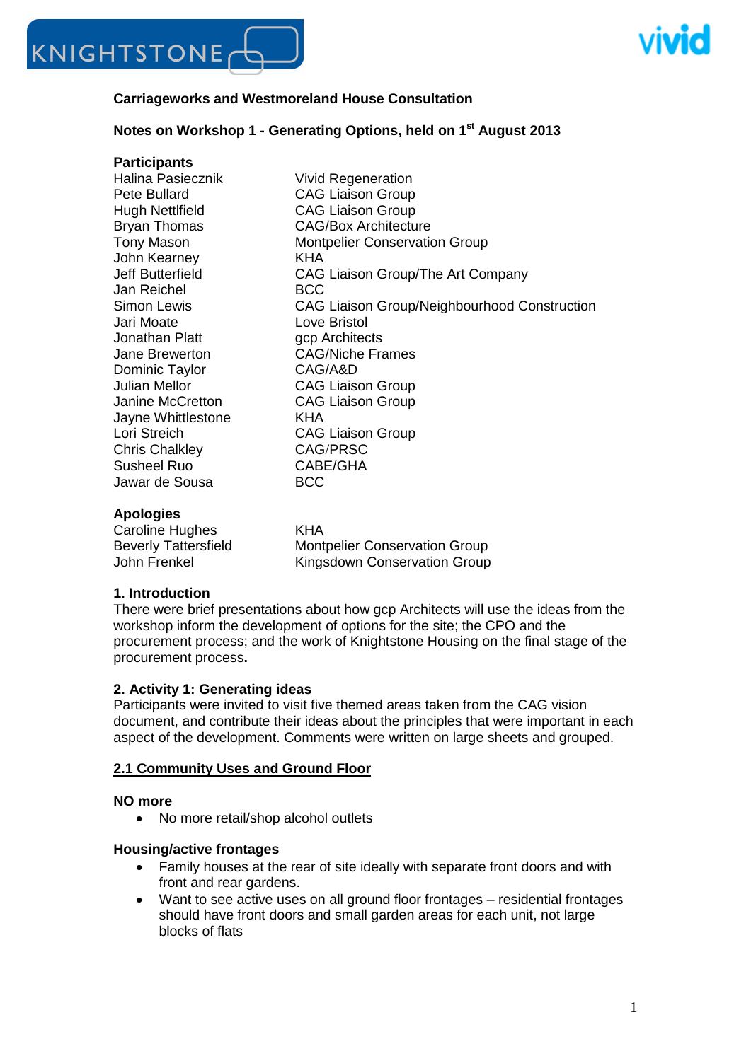**Carriageworks and Westmoreland House Consultation**

**Notes on Workshop 1 - Generating Options, held on 1st August 2013**

**Participants**

| | |
|---|---|
| Halina Pasiecznik | Vivid Regeneration |
| Pete Bullard | CAG Liaison Group |
| Hugh Nettlfield | CAG Liaison Group |
| Bryan Thomas | CAG/Box Architecture |
| Tony Mason | Montpelier Conservation Group |
| John Kearney | KHA |
| Jeff Butterfield | CAG Liaison Group/The Art Company |
| Jan Reichel | BCC |
| Simon Lewis | CAG Liaison Group/Neighbourhood Construction |
| Jari Moate | Love Bristol |
| Jonathan Platt | gcp Architects |
| Jane Brewerton | CAG/Niche Frames |
| Dominic Taylor | CAG/A&D |
| Julian Mellor | CAG Liaison Group |
| Janine McCretton | CAG Liaison Group |
| Jayne Whittlestone | KHA |
| Lori Streich | CAG Liaison Group |
| Chris Chalkley | CAG/PRSC |
| Susheel Ruo | CABE/GHA |
| Jawar de Sousa | BCC |

**Apologies**

| | |
|---|---|
| Caroline Hughes | KHA |
| Beverly Tattersfield | Montpelier Conservation Group |
| John Frenkel | Kingsdown Conservation Group |

**1. Introduction**

There were brief presentations about how gcp Architects will use the ideas from the workshop inform the development of options for the site; the CPO and the procurement process; and the work of Knightstone Housing on the final stage of the procurement process**.**

**2. Activity 1: Generating ideas**

Participants were invited to visit five themed areas taken from the CAG vision document, and contribute their ideas about the principles that were important in each aspect of the development. Comments were written on large sheets and grouped.

**2.1 Community Uses and Ground Floor**

**NO more**

- No more retail/shop alcohol outlets

**Housing/active frontages**

- Family houses at the rear of site ideally with separate front doors and with front and rear gardens.
- Want to see active uses on all ground floor frontages – residential frontages should have front doors and small garden areas for each unit, not large blocks of flats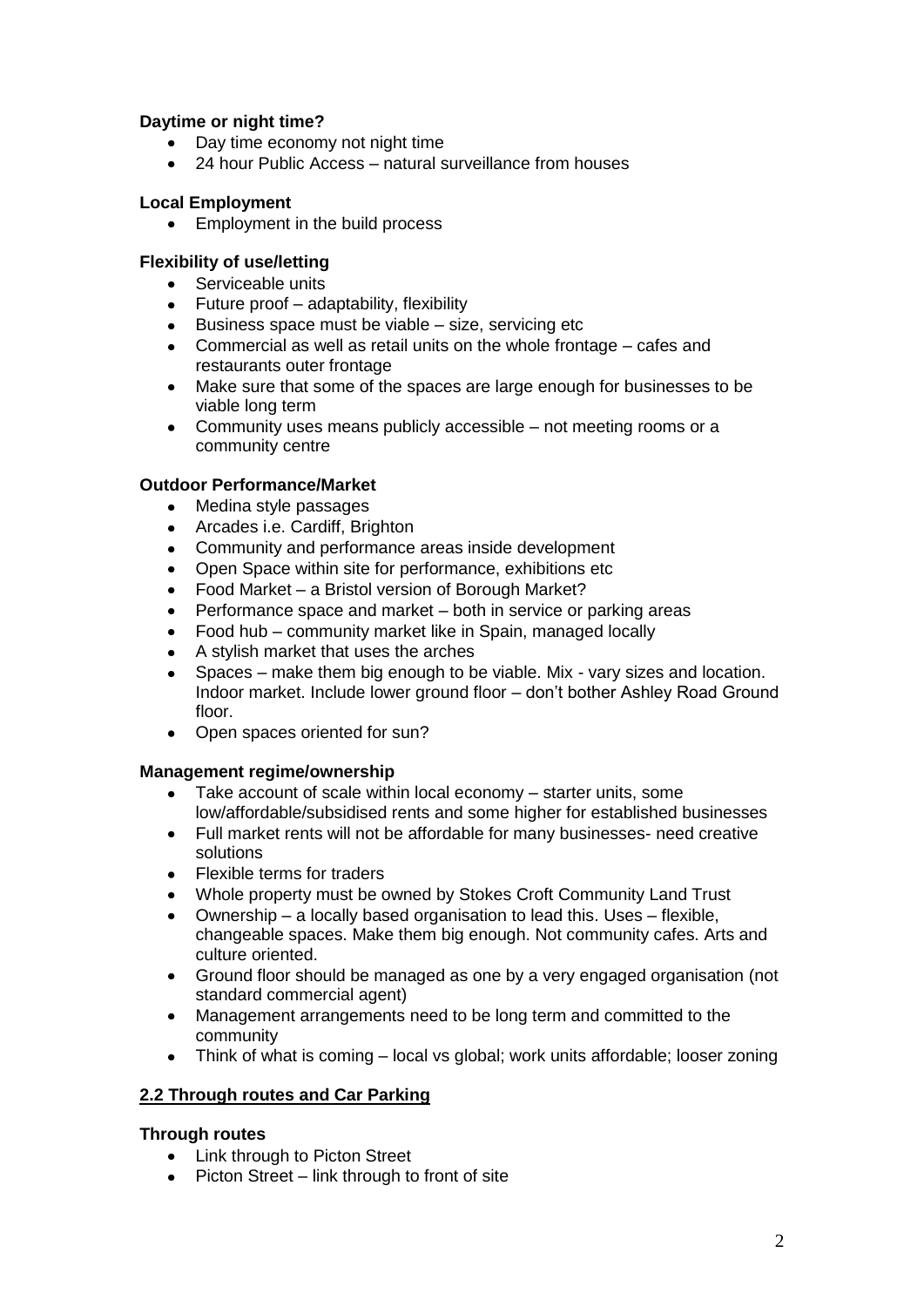**Daytime or night time?**

- Day time economy not night time
- 24 hour Public Access – natural surveillance from houses

**Local Employment**

- Employment in the build process

**Flexibility of use/letting**

- Serviceable units
- Future proof – adaptability, flexibility
- Business space must be viable – size, servicing etc
- Commercial as well as retail units on the whole frontage – cafes and restaurants outer frontage
- Make sure that some of the spaces are large enough for businesses to be viable long term
- Community uses means publicly accessible – not meeting rooms or a community centre

**Outdoor Performance/Market**

- Medina style passages
- Arcades i.e. Cardiff, Brighton
- Community and performance areas inside development
- Open Space within site for performance, exhibitions etc
- Food Market – a Bristol version of Borough Market?
- Performance space and market – both in service or parking areas
- Food hub – community market like in Spain, managed locally
- A stylish market that uses the arches
- Spaces – make them big enough to be viable. Mix - vary sizes and location. Indoor market. Include lower ground floor – don't bother Ashley Road Ground floor.
- Open spaces oriented for sun?

**Management regime/ownership**

- Take account of scale within local economy – starter units, some low/affordable/subsidised rents and some higher for established businesses
- Full market rents will not be affordable for many businesses- need creative solutions
- Flexible terms for traders
- Whole property must be owned by Stokes Croft Community Land Trust
- Ownership – a locally based organisation to lead this. Uses – flexible, changeable spaces. Make them big enough. Not community cafes. Arts and culture oriented.
- Ground floor should be managed as one by a very engaged organisation (not standard commercial agent)
- Management arrangements need to be long term and committed to the community
- Think of what is coming – local vs global; work units affordable; looser zoning

## 2.2 Through routes and Car Parking

**Through routes**

- Link through to Picton Street
- Picton Street – link through to front of site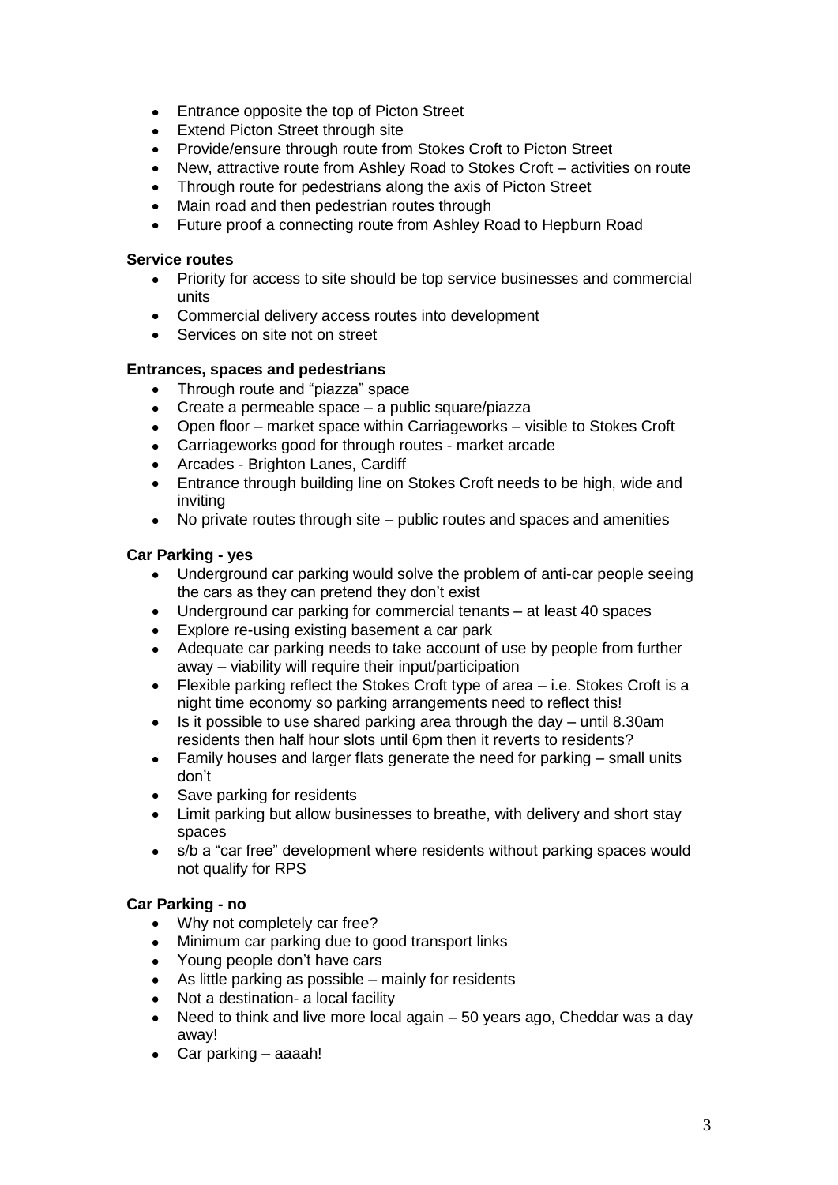- Entrance opposite the top of Picton Street
- Extend Picton Street through site
- Provide/ensure through route from Stokes Croft to Picton Street
- New, attractive route from Ashley Road to Stokes Croft – activities on route
- Through route for pedestrians along the axis of Picton Street
- Main road and then pedestrian routes through
- Future proof a connecting route from Ashley Road to Hepburn Road

**Service routes**

- Priority for access to site should be top service businesses and commercial units
- Commercial delivery access routes into development
- Services on site not on street

**Entrances, spaces and pedestrians**

- Through route and "piazza" space
- Create a permeable space – a public square/piazza
- Open floor – market space within Carriageworks – visible to Stokes Croft
- Carriageworks good for through routes - market arcade
- Arcades - Brighton Lanes, Cardiff
- Entrance through building line on Stokes Croft needs to be high, wide and inviting
- No private routes through site – public routes and spaces and amenities

**Car Parking - yes**

- Underground car parking would solve the problem of anti-car people seeing the cars as they can pretend they don't exist
- Underground car parking for commercial tenants – at least 40 spaces
- Explore re-using existing basement a car park
- Adequate car parking needs to take account of use by people from further away – viability will require their input/participation
- Flexible parking reflect the Stokes Croft type of area – i.e. Stokes Croft is a night time economy so parking arrangements need to reflect this!
- Is it possible to use shared parking area through the day – until 8.30am residents then half hour slots until 6pm then it reverts to residents?
- Family houses and larger flats generate the need for parking – small units don't
- Save parking for residents
- Limit parking but allow businesses to breathe, with delivery and short stay spaces
- s/b a "car free" development where residents without parking spaces would not qualify for RPS

**Car Parking - no**

- Why not completely car free?
- Minimum car parking due to good transport links
- Young people don't have cars
- As little parking as possible – mainly for residents
- Not a destination- a local facility
- Need to think and live more local again – 50 years ago, Cheddar was a day away!
- Car parking – aaaah!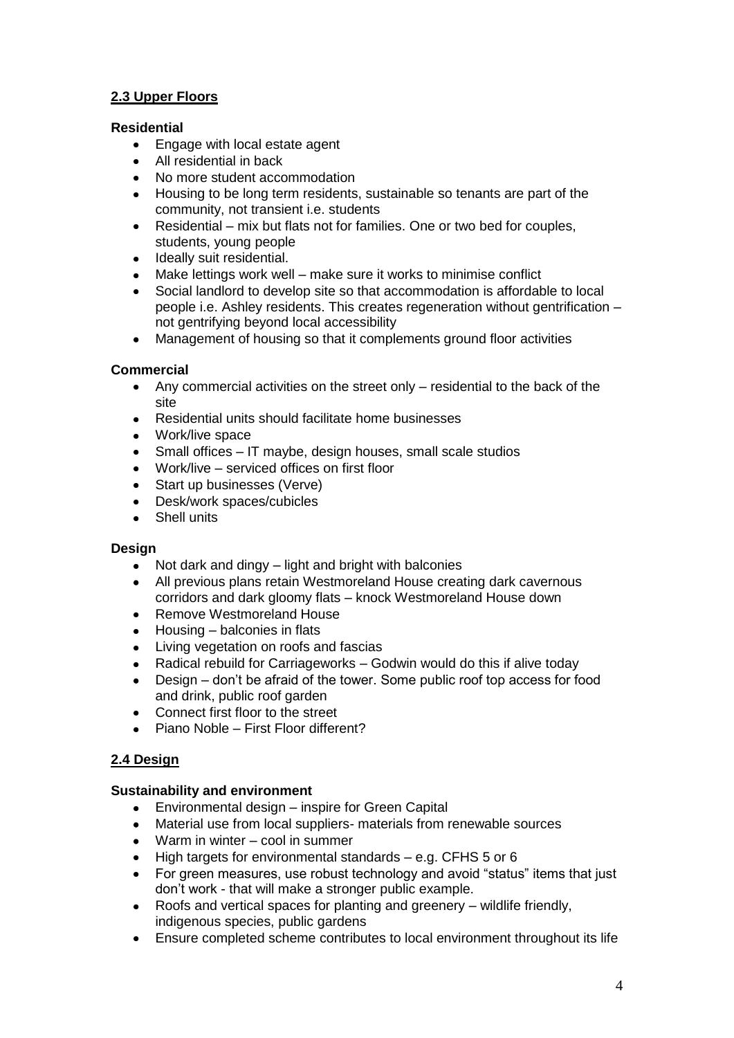## 2.3 Upper Floors

### Residential

- Engage with local estate agent
- All residential in back
- No more student accommodation
- Housing to be long term residents, sustainable so tenants are part of the community, not transient i.e. students
- Residential – mix but flats not for families. One or two bed for couples, students, young people
- Ideally suit residential.
- Make lettings work well – make sure it works to minimise conflict
- Social landlord to develop site so that accommodation is affordable to local people i.e. Ashley residents. This creates regeneration without gentrification – not gentrifying beyond local accessibility
- Management of housing so that it complements ground floor activities

### Commercial

- Any commercial activities on the street only – residential to the back of the site
- Residential units should facilitate home businesses
- Work/live space
- Small offices – IT maybe, design houses, small scale studios
- Work/live – serviced offices on first floor
- Start up businesses (Verve)
- Desk/work spaces/cubicles
- Shell units

### Design

- Not dark and dingy – light and bright with balconies
- All previous plans retain Westmoreland House creating dark cavernous corridors and dark gloomy flats – knock Westmoreland House down
- Remove Westmoreland House
- Housing – balconies in flats
- Living vegetation on roofs and fascias
- Radical rebuild for Carriageworks – Godwin would do this if alive today
- Design – don't be afraid of the tower. Some public roof top access for food and drink, public roof garden
- Connect first floor to the street
- Piano Noble – First Floor different?

## 2.4 Design

### Sustainability and environment

- Environmental design – inspire for Green Capital
- Material use from local suppliers- materials from renewable sources
- Warm in winter – cool in summer
- High targets for environmental standards – e.g. CFHS 5 or 6
- For green measures, use robust technology and avoid "status" items that just don't work - that will make a stronger public example.
- Roofs and vertical spaces for planting and greenery – wildlife friendly, indigenous species, public gardens
- Ensure completed scheme contributes to local environment throughout its life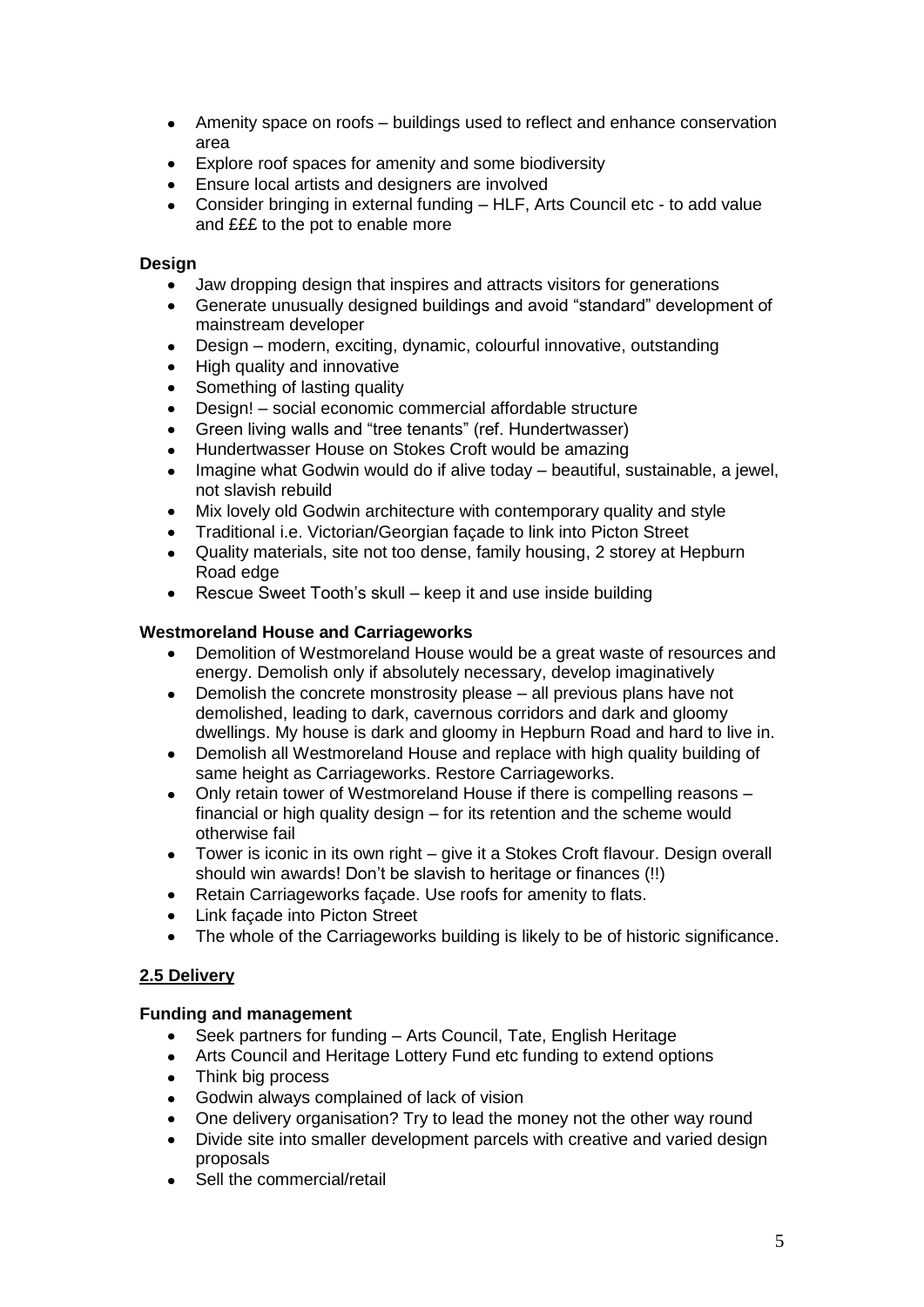- Amenity space on roofs – buildings used to reflect and enhance conservation area
- Explore roof spaces for amenity and some biodiversity
- Ensure local artists and designers are involved
- Consider bringing in external funding – HLF, Arts Council etc - to add value and £££ to the pot to enable more

**Design**

- Jaw dropping design that inspires and attracts visitors for generations
- Generate unusually designed buildings and avoid "standard" development of mainstream developer
- Design – modern, exciting, dynamic, colourful innovative, outstanding
- High quality and innovative
- Something of lasting quality
- Design! – social economic commercial affordable structure
- Green living walls and "tree tenants" (ref. Hundertwasser)
- Hundertwasser House on Stokes Croft would be amazing
- Imagine what Godwin would do if alive today – beautiful, sustainable, a jewel, not slavish rebuild
- Mix lovely old Godwin architecture with contemporary quality and style
- Traditional i.e. Victorian/Georgian façade to link into Picton Street
- Quality materials, site not too dense, family housing, 2 storey at Hepburn Road edge
- Rescue Sweet Tooth's skull – keep it and use inside building

**Westmoreland House and Carriageworks**

- Demolition of Westmoreland House would be a great waste of resources and energy. Demolish only if absolutely necessary, develop imaginatively
- Demolish the concrete monstrosity please – all previous plans have not demolished, leading to dark, cavernous corridors and dark and gloomy dwellings. My house is dark and gloomy in Hepburn Road and hard to live in.
- Demolish all Westmoreland House and replace with high quality building of same height as Carriageworks. Restore Carriageworks.
- Only retain tower of Westmoreland House if there is compelling reasons – financial or high quality design – for its retention and the scheme would otherwise fail
- Tower is iconic in its own right – give it a Stokes Croft flavour. Design overall should win awards! Don't be slavish to heritage or finances (!!)
- Retain Carriageworks façade. Use roofs for amenity to flats.
- Link façade into Picton Street
- The whole of the Carriageworks building is likely to be of historic significance.

## 2.5 Delivery

**Funding and management**

- Seek partners for funding – Arts Council, Tate, English Heritage
- Arts Council and Heritage Lottery Fund etc funding to extend options
- Think big process
- Godwin always complained of lack of vision
- One delivery organisation? Try to lead the money not the other way round
- Divide site into smaller development parcels with creative and varied design proposals
- Sell the commercial/retail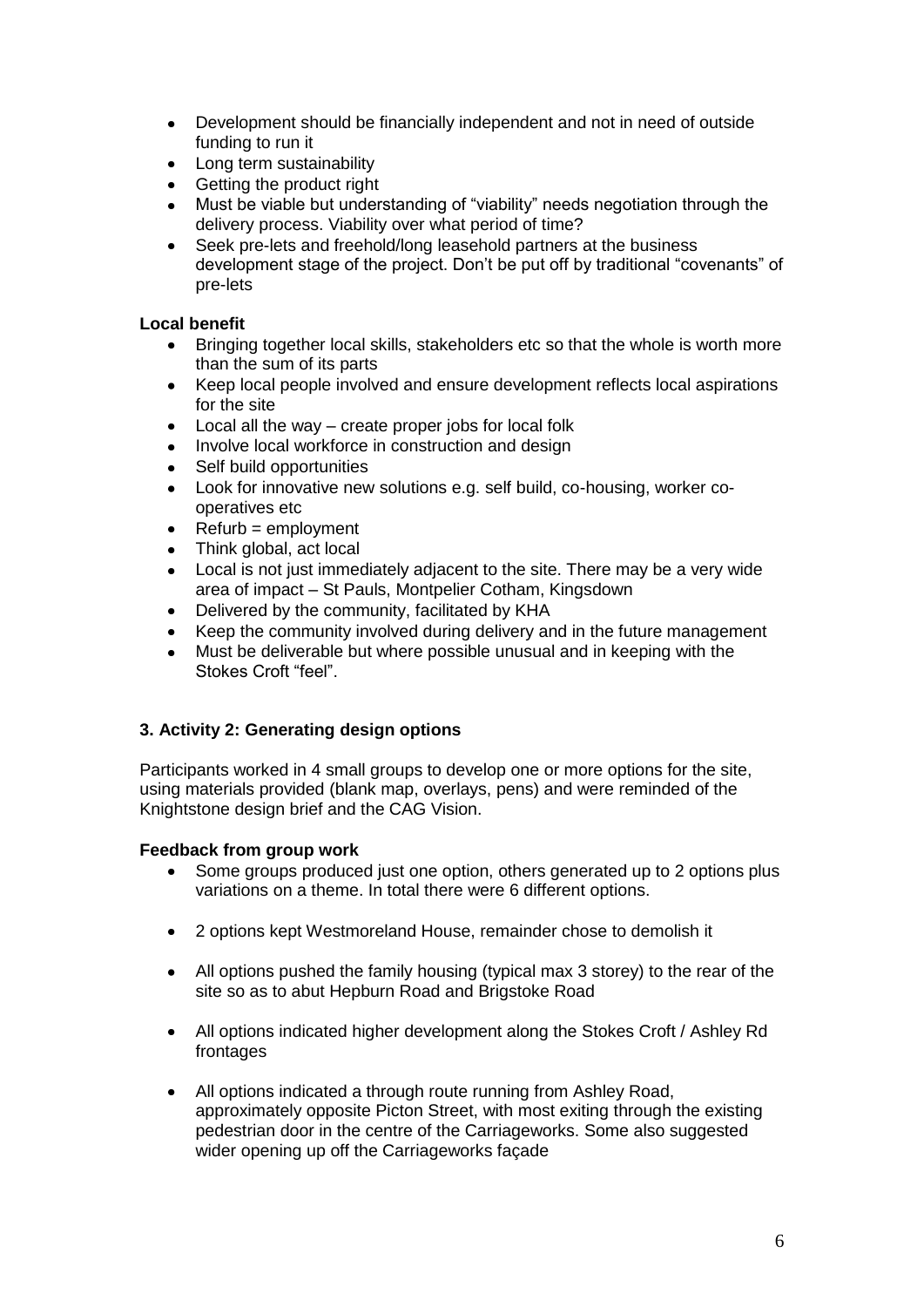- Development should be financially independent and not in need of outside funding to run it
- Long term sustainability
- Getting the product right
- Must be viable but understanding of "viability" needs negotiation through the delivery process. Viability over what period of time?
- Seek pre-lets and freehold/long leasehold partners at the business development stage of the project. Don't be put off by traditional "covenants" of pre-lets

**Local benefit**

- Bringing together local skills, stakeholders etc so that the whole is worth more than the sum of its parts
- Keep local people involved and ensure development reflects local aspirations for the site
- Local all the way – create proper jobs for local folk
- Involve local workforce in construction and design
- Self build opportunities
- Look for innovative new solutions e.g. self build, co-housing, worker co-operatives etc
- Refurb = employment
- Think global, act local
- Local is not just immediately adjacent to the site. There may be a very wide area of impact – St Pauls, Montpelier Cotham, Kingsdown
- Delivered by the community, facilitated by KHA
- Keep the community involved during delivery and in the future management
- Must be deliverable but where possible unusual and in keeping with the Stokes Croft "feel".

## 3. Activity 2: Generating design options

Participants worked in 4 small groups to develop one or more options for the site, using materials provided (blank map, overlays, pens) and were reminded of the Knightstone design brief and the CAG Vision.

**Feedback from group work**

- Some groups produced just one option, others generated up to 2 options plus variations on a theme. In total there were 6 different options.

- 2 options kept Westmoreland House, remainder chose to demolish it

- All options pushed the family housing (typical max 3 storey) to the rear of the site so as to abut Hepburn Road and Brigstoke Road

- All options indicated higher development along the Stokes Croft / Ashley Rd frontages

- All options indicated a through route running from Ashley Road, approximately opposite Picton Street, with most exiting through the existing pedestrian door in the centre of the Carriageworks. Some also suggested wider opening up off the Carriageworks façade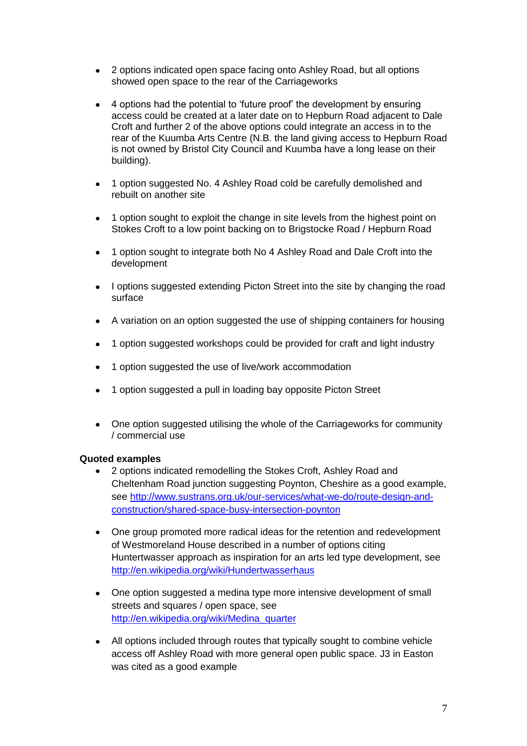- 2 options indicated open space facing onto Ashley Road, but all options showed open space to the rear of the Carriageworks

- 4 options had the potential to 'future proof' the development by ensuring access could be created at a later date on to Hepburn Road adjacent to Dale Croft and further 2 of the above options could integrate an access in to the rear of the Kuumba Arts Centre (N.B. the land giving access to Hepburn Road is not owned by Bristol City Council and Kuumba have a long lease on their building).

- 1 option suggested No. 4 Ashley Road cold be carefully demolished and rebuilt on another site

- 1 option sought to exploit the change in site levels from the highest point on Stokes Croft to a low point backing on to Brigstocke Road / Hepburn Road

- 1 option sought to integrate both No 4 Ashley Road and Dale Croft into the development

- I options suggested extending Picton Street into the site by changing the road surface

- A variation on an option suggested the use of shipping containers for housing

- 1 option suggested workshops could be provided for craft and light industry

- 1 option suggested the use of live/work accommodation

- 1 option suggested a pull in loading bay opposite Picton Street

- One option suggested utilising the whole of the Carriageworks for community / commercial use

**Quoted examples**

- 2 options indicated remodelling the Stokes Croft, Ashley Road and Cheltenham Road junction suggesting Poynton, Cheshire as a good example, see [http://www.sustrans.org.uk/our-services/what-we-do/route-design-and-construction/shared-space-busy-intersection-poynton](http://www.sustrans.org.uk/our-services/what-we-do/route-design-and-construction/shared-space-busy-intersection-poynton)

- One group promoted more radical ideas for the retention and redevelopment of Westmoreland House described in a number of options citing Huntertwasser approach as inspiration for an arts led type development, see [http://en.wikipedia.org/wiki/Hundertwasserhaus](http://en.wikipedia.org/wiki/Hundertwasserhaus)

- One option suggested a medina type more intensive development of small streets and squares / open space, see [http://en.wikipedia.org/wiki/Medina_quarter](http://en.wikipedia.org/wiki/Medina_quarter)

- All options included through routes that typically sought to combine vehicle access off Ashley Road with more general open public space. J3 in Easton was cited as a good example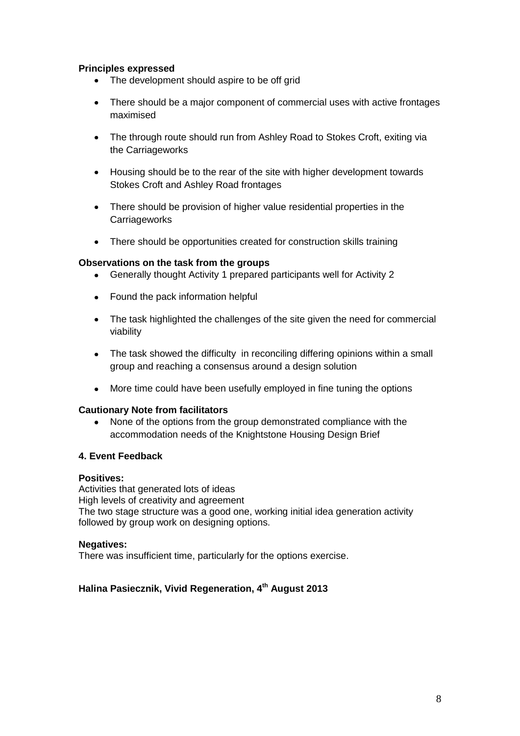**Principles expressed**

- The development should aspire to be off grid
- There should be a major component of commercial uses with active frontages maximised
- The through route should run from Ashley Road to Stokes Croft, exiting via the Carriageworks
- Housing should be to the rear of the site with higher development towards Stokes Croft and Ashley Road frontages
- There should be provision of higher value residential properties in the Carriageworks
- There should be opportunities created for construction skills training

**Observations on the task from the groups**

- Generally thought Activity 1 prepared participants well for Activity 2
- Found the pack information helpful
- The task highlighted the challenges of the site given the need for commercial viability
- The task showed the difficulty in reconciling differing opinions within a small group and reaching a consensus around a design solution
- More time could have been usefully employed in fine tuning the options

**Cautionary Note from facilitators**

- None of the options from the group demonstrated compliance with the accommodation needs of the Knightstone Housing Design Brief

### 4. Event Feedback

**Positives:**

Activities that generated lots of ideas
High levels of creativity and agreement
The two stage structure was a good one, working initial idea generation activity followed by group work on designing options.

**Negatives:**

There was insufficient time, particularly for the options exercise.

**Halina Pasiecznik, Vivid Regeneration, 4th August 2013**